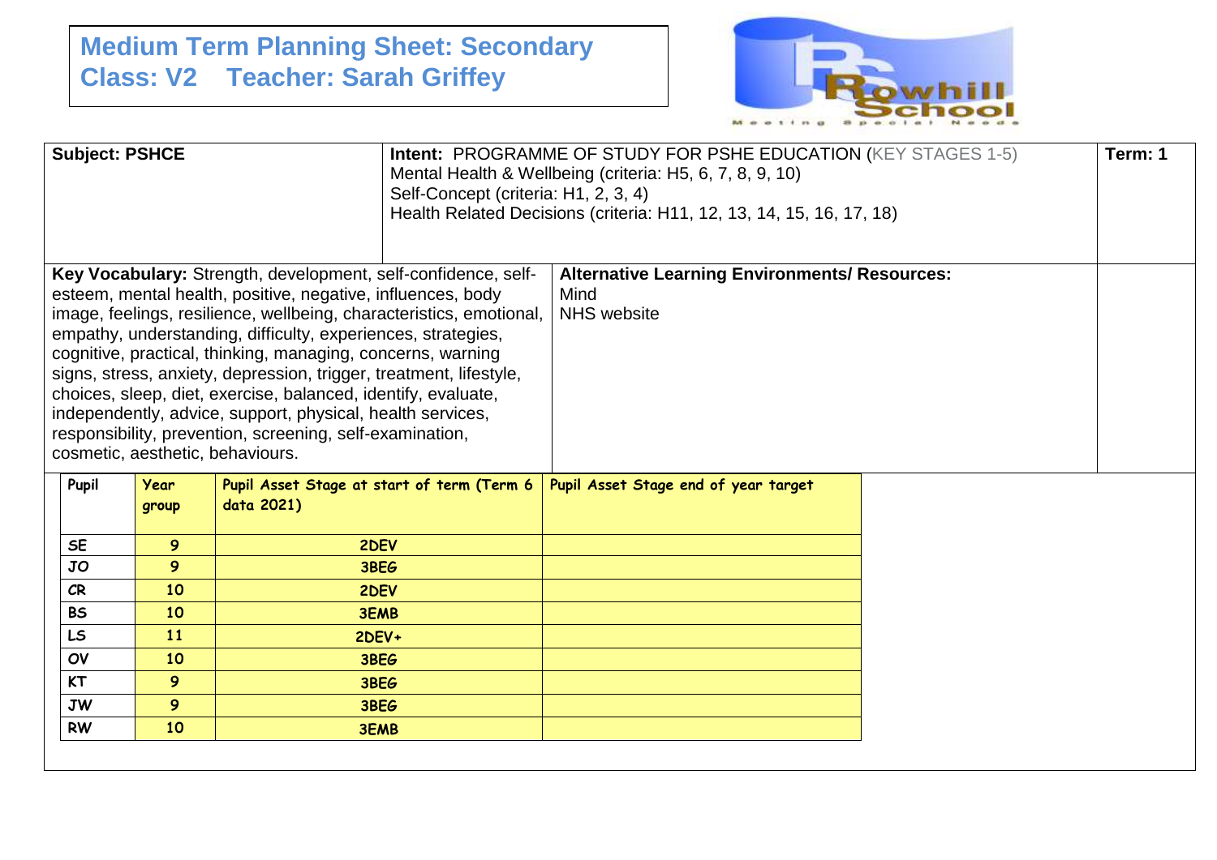# Medium Term Planning Sheet: Secondary
## Class: V2 Teacher: Sarah Griffey

Rowhill School — Meeting Special Needs

| Subject: PSHCE | Intent: PROGRAMME OF STUDY FOR PSHE EDUCATION (KEY STAGES 1-5)<br>Mental Health & Wellbeing (criteria: H5, 6, 7, 8, 9, 10)<br>Self-Concept (criteria: H1, 2, 3, 4)<br>Health Related Decisions (criteria: H11, 12, 13, 14, 15, 16, 17, 18) | Term: 1 |
|---|---|---|

**Key Vocabulary:** Strength, development, self-confidence, self-esteem, mental health, positive, negative, influences, body image, feelings, resilience, wellbeing, characteristics, emotional, empathy, understanding, difficulty, experiences, strategies, cognitive, practical, thinking, managing, concerns, warning signs, stress, anxiety, depression, trigger, treatment, lifestyle, choices, sleep, diet, exercise, balanced, identify, evaluate, independently, advice, support, physical, health services, responsibility, prevention, screening, self-examination, cosmetic, aesthetic, behaviours.

**Alternative Learning Environments/ Resources:**
Mind
NHS website

| Pupil | Year group | Pupil Asset Stage at start of term (Term 6 data 2021) | Pupil Asset Stage end of year target |
|---|---|---|---|
| SE | 9 | 2DEV | |
| JO | 9 | 3BEG | |
| CR | 10 | 2DEV | |
| BS | 10 | 3EMB | |
| LS | 11 | 2DEV+ | |
| OV | 10 | 3BEG | |
| KT | 9 | 3BEG | |
| JW | 9 | 3BEG | |
| RW | 10 | 3EMB | |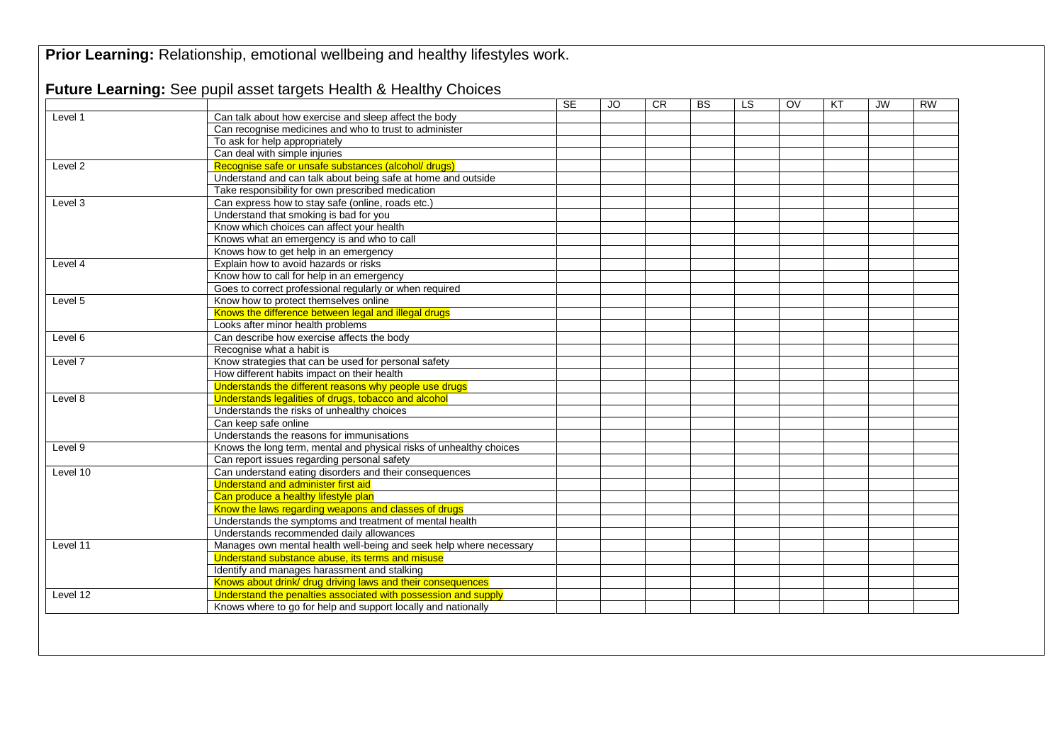**Prior Learning:** Relationship, emotional wellbeing and healthy lifestyles work.

**Future Learning:** See pupil asset targets Health & Healthy Choices

| | | SE | JO | CR | BS | LS | OV | KT | JW | RW |
|---|---|---|---|---|---|---|---|---|---|---|
| Level 1 | Can talk about how exercise and sleep affect the body | | | | | | | | | |
| | Can recognise medicines and who to trust to administer | | | | | | | | | |
| | To ask for help appropriately | | | | | | | | | |
| | Can deal with simple injuries | | | | | | | | | |
| Level 2 | Recognise safe or unsafe substances (alcohol/ drugs) | | | | | | | | | |
| | Understand and can talk about being safe at home and outside | | | | | | | | | |
| | Take responsibility for own prescribed medication | | | | | | | | | |
| Level 3 | Can express how to stay safe (online, roads etc.) | | | | | | | | | |
| | Understand that smoking is bad for you | | | | | | | | | |
| | Know which choices can affect your health | | | | | | | | | |
| | Knows what an emergency is and who to call | | | | | | | | | |
| | Knows how to get help in an emergency | | | | | | | | | |
| Level 4 | Explain how to avoid hazards or risks | | | | | | | | | |
| | Know how to call for help in an emergency | | | | | | | | | |
| | Goes to correct professional regularly or when required | | | | | | | | | |
| Level 5 | Know how to protect themselves online | | | | | | | | | |
| | Knows the difference between legal and illegal drugs | | | | | | | | | |
| | Looks after minor health problems | | | | | | | | | |
| Level 6 | Can describe how exercise affects the body | | | | | | | | | |
| | Recognise what a habit is | | | | | | | | | |
| Level 7 | Know strategies that can be used for personal safety | | | | | | | | | |
| | How different habits impact on their health | | | | | | | | | |
| | Understands the different reasons why people use drugs | | | | | | | | | |
| Level 8 | Understands legalities of drugs, tobacco and alcohol | | | | | | | | | |
| | Understands the risks of unhealthy choices | | | | | | | | | |
| | Can keep safe online | | | | | | | | | |
| | Understands the reasons for immunisations | | | | | | | | | |
| Level 9 | Knows the long term, mental and physical risks of unhealthy choices | | | | | | | | | |
| | Can report issues regarding personal safety | | | | | | | | | |
| Level 10 | Can understand eating disorders and their consequences | | | | | | | | | |
| | Understand and administer first aid | | | | | | | | | |
| | Can produce a healthy lifestyle plan | | | | | | | | | |
| | Know the laws regarding weapons and classes of drugs | | | | | | | | | |
| | Understands the symptoms and treatment of mental health | | | | | | | | | |
| | Understands recommended daily allowances | | | | | | | | | |
| Level 11 | Manages own mental health well-being and seek help where necessary | | | | | | | | | |
| | Understand substance abuse, its terms and misuse | | | | | | | | | |
| | Identify and manages harassment and stalking | | | | | | | | | |
| | Knows about drink/ drug driving laws and their consequences | | | | | | | | | |
| Level 12 | Understand the penalties associated with possession and supply | | | | | | | | | |
| | Knows where to go for help and support locally and nationally | | | | | | | | | |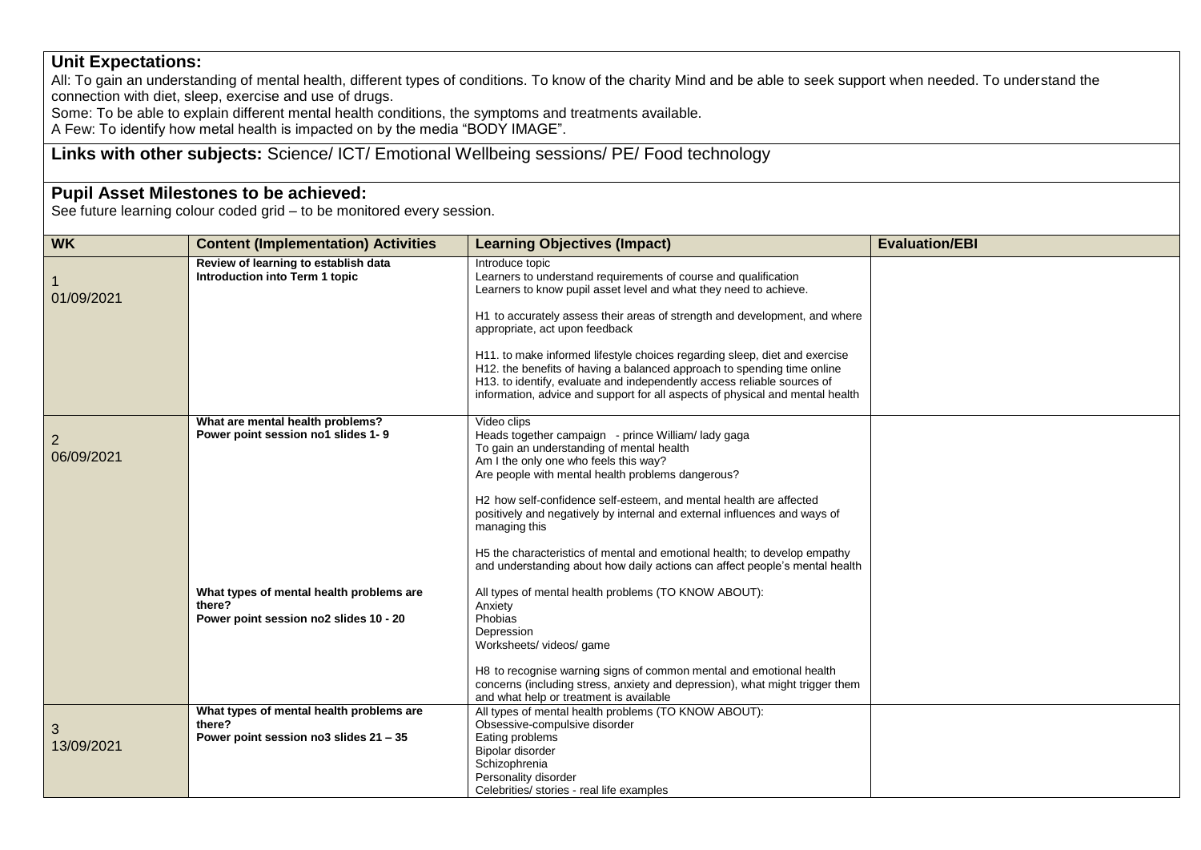**Unit Expectations:**

All: To gain an understanding of mental health, different types of conditions. To know of the charity Mind and be able to seek support when needed. To understand the connection with diet, sleep, exercise and use of drugs.

Some: To be able to explain different mental health conditions, the symptoms and treatments available.

A Few: To identify how metal health is impacted on by the media "BODY IMAGE".

**Links with other subjects:** Science/ ICT/ Emotional Wellbeing sessions/ PE/ Food technology

**Pupil Asset Milestones to be achieved:**

See future learning colour coded grid – to be monitored every session.

| WK | Content (Implementation) Activities | Learning Objectives (Impact) | Evaluation/EBI |
|---|---|---|---|
| 1<br>01/09/2021 | **Review of learning to establish data**<br>**Introduction into Term 1 topic** | Introduce topic<br>Learners to understand requirements of course and qualification<br>Learners to know pupil asset level and what they need to achieve.<br><br>H1 to accurately assess their areas of strength and development, and where appropriate, act upon feedback<br><br>H11. to make informed lifestyle choices regarding sleep, diet and exercise<br>H12. the benefits of having a balanced approach to spending time online<br>H13. to identify, evaluate and independently access reliable sources of information, advice and support for all aspects of physical and mental health | |
| 2<br>06/09/2021 | **What are mental health problems?**<br>**Power point session no1 slides 1- 9**<br><br>**What types of mental health problems are there?**<br>**Power point session no2 slides 10 - 20** | Video clips<br>Heads together campaign - prince William/ lady gaga<br>To gain an understanding of mental health<br>Am I the only one who feels this way?<br>Are people with mental health problems dangerous?<br><br>H2 how self-confidence self-esteem, and mental health are affected positively and negatively by internal and external influences and ways of managing this<br><br>H5 the characteristics of mental and emotional health; to develop empathy and understanding about how daily actions can affect people's mental health<br><br>All types of mental health problems (TO KNOW ABOUT):<br>Anxiety<br>Phobias<br>Depression<br>Worksheets/ videos/ game<br><br>H8 to recognise warning signs of common mental and emotional health concerns (including stress, anxiety and depression), what might trigger them and what help or treatment is available | |
| 3<br>13/09/2021 | **What types of mental health problems are there?**<br>**Power point session no3 slides 21 – 35** | All types of mental health problems (TO KNOW ABOUT):<br>Obsessive-compulsive disorder<br>Eating problems<br>Bipolar disorder<br>Schizophrenia<br>Personality disorder<br>Celebrities/ stories - real life examples | |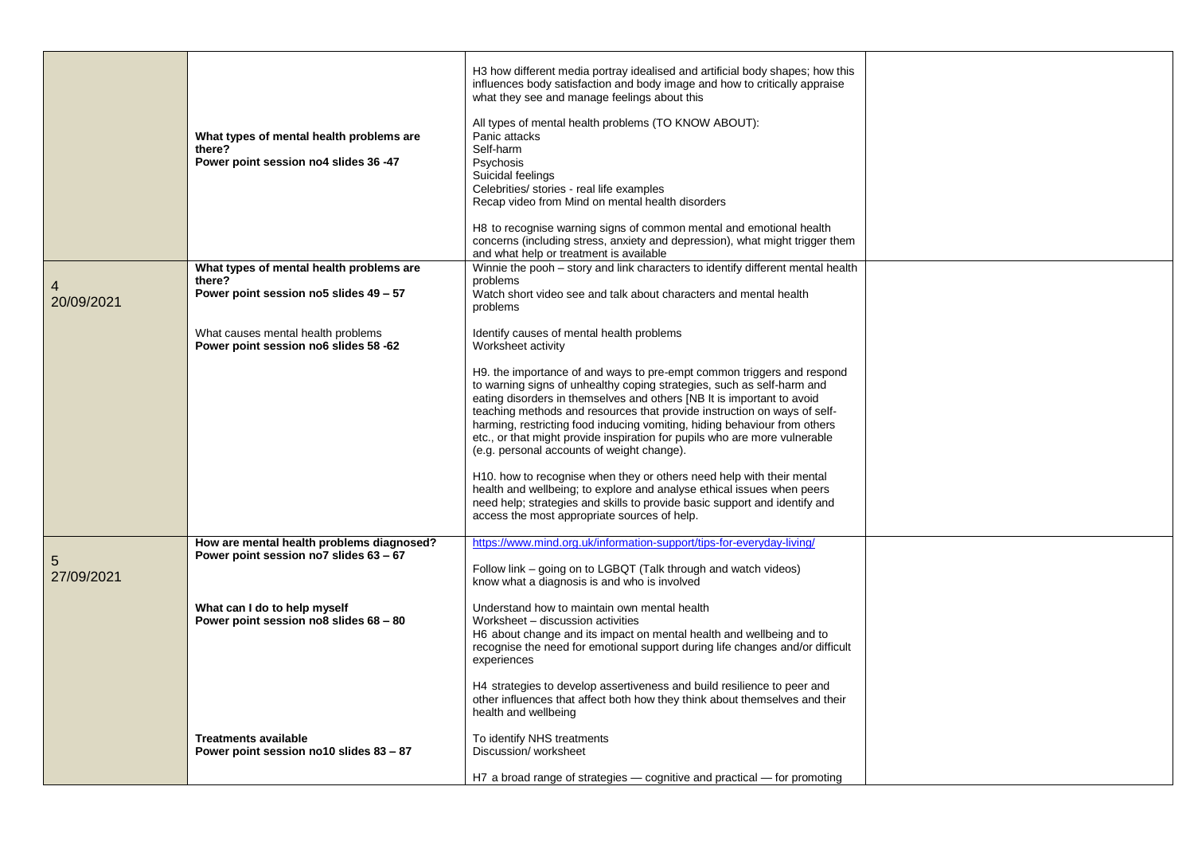| | | | |
|---|---|---|---|
| | **What types of mental health problems are there?**<br>**Power point session no4 slides 36 -47** | H3 how different media portray idealised and artificial body shapes; how this influences body satisfaction and body image and how to critically appraise what they see and manage feelings about this<br><br>All types of mental health problems (TO KNOW ABOUT):<br>Panic attacks<br>Self-harm<br>Psychosis<br>Suicidal feelings<br>Celebrities/ stories - real life examples<br>Recap video from Mind on mental health disorders<br><br>H8 to recognise warning signs of common mental and emotional health concerns (including stress, anxiety and depression), what might trigger them and what help or treatment is available | |
| 4<br>20/09/2021 | **What types of mental health problems are there?**<br>**Power point session no5 slides 49 – 57**<br><br>What causes mental health problems<br>**Power point session no6 slides 58 -62** | Winnie the pooh – story and link characters to identify different mental health problems<br>Watch short video see and talk about characters and mental health problems<br><br>Identify causes of mental health problems<br>Worksheet activity<br><br>H9. the importance of and ways to pre-empt common triggers and respond to warning signs of unhealthy coping strategies, such as self-harm and eating disorders in themselves and others [NB It is important to avoid teaching methods and resources that provide instruction on ways of self-harming, restricting food inducing vomiting, hiding behaviour from others etc., or that might provide inspiration for pupils who are more vulnerable (e.g. personal accounts of weight change).<br><br>H10. how to recognise when they or others need help with their mental health and wellbeing; to explore and analyse ethical issues when peers need help; strategies and skills to provide basic support and identify and access the most appropriate sources of help. | |
| 5<br>27/09/2021 | **How are mental health problems diagnosed?**<br>**Power point session no7 slides 63 – 67**<br><br>**What can I do to help myself**<br>**Power point session no8 slides 68 – 80**<br><br>**Treatments available**<br>**Power point session no10 slides 83 – 87** | https://www.mind.org.uk/information-support/tips-for-everyday-living/<br><br>Follow link – going on to LGBQT (Talk through and watch videos)<br>know what a diagnosis is and who is involved<br><br>Understand how to maintain own mental health<br>Worksheet – discussion activities<br>H6 about change and its impact on mental health and wellbeing and to recognise the need for emotional support during life changes and/or difficult experiences<br><br>H4 strategies to develop assertiveness and build resilience to peer and other influences that affect both how they think about themselves and their health and wellbeing<br><br>To identify NHS treatments<br>Discussion/ worksheet<br><br>H7 a broad range of strategies — cognitive and practical — for promoting | |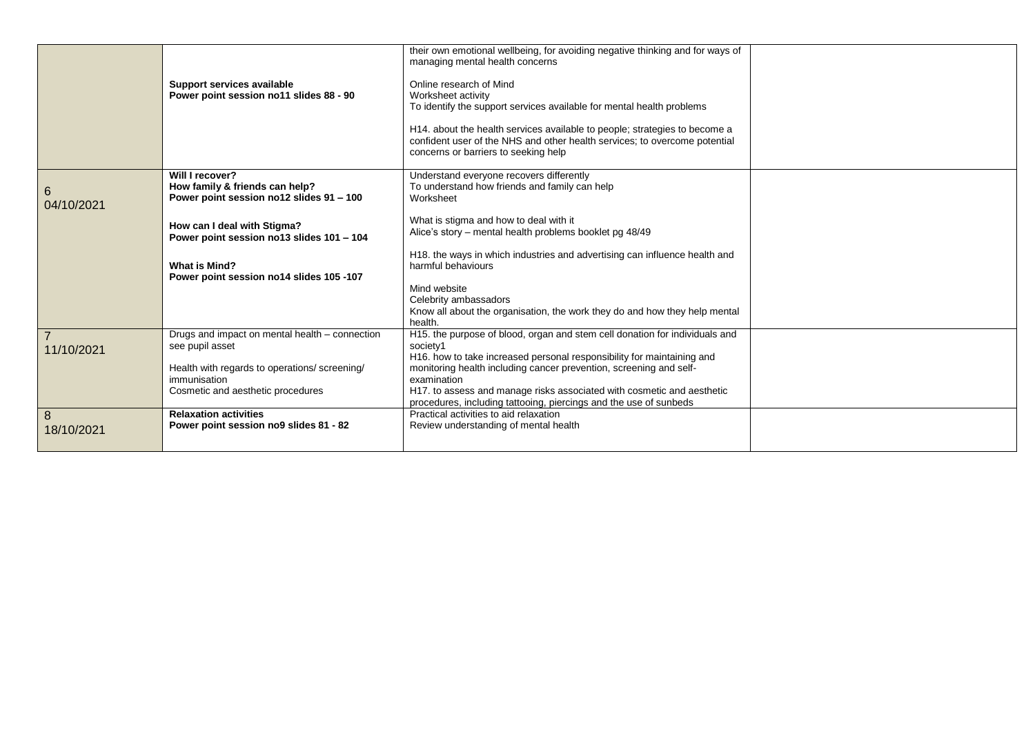| | | | |
|---|---|---|---|
| | **Support services available**<br>**Power point session no11 slides 88 - 90** | their own emotional wellbeing, for avoiding negative thinking and for ways of managing mental health concerns<br><br>Online research of Mind<br>Worksheet activity<br>To identify the support services available for mental health problems<br><br>H14. about the health services available to people; strategies to become a confident user of the NHS and other health services; to overcome potential concerns or barriers to seeking help | |
| 6<br>04/10/2021 | **Will I recover?**<br>**How family & friends can help?**<br>**Power point session no12 slides 91 – 100**<br><br>**How can I deal with Stigma?**<br>**Power point session no13 slides 101 – 104**<br><br>**What is Mind?**<br>**Power point session no14 slides 105 -107** | Understand everyone recovers differently<br>To understand how friends and family can help<br>Worksheet<br><br>What is stigma and how to deal with it<br>Alice's story – mental health problems booklet pg 48/49<br><br>H18. the ways in which industries and advertising can influence health and harmful behaviours<br><br>Mind website<br>Celebrity ambassadors<br>Know all about the organisation, the work they do and how they help mental health. | |
| 7<br>11/10/2021 | Drugs and impact on mental health – connection see pupil asset<br><br>Health with regards to operations/ screening/ immunisation<br>Cosmetic and aesthetic procedures | H15. the purpose of blood, organ and stem cell donation for individuals and society1<br>H16. how to take increased personal responsibility for maintaining and monitoring health including cancer prevention, screening and self-examination<br>H17. to assess and manage risks associated with cosmetic and aesthetic procedures, including tattooing, piercings and the use of sunbeds | |
| 8<br>18/10/2021 | **Relaxation activities**<br>**Power point session no9 slides 81 - 82** | Practical activities to aid relaxation<br>Review understanding of mental health | |